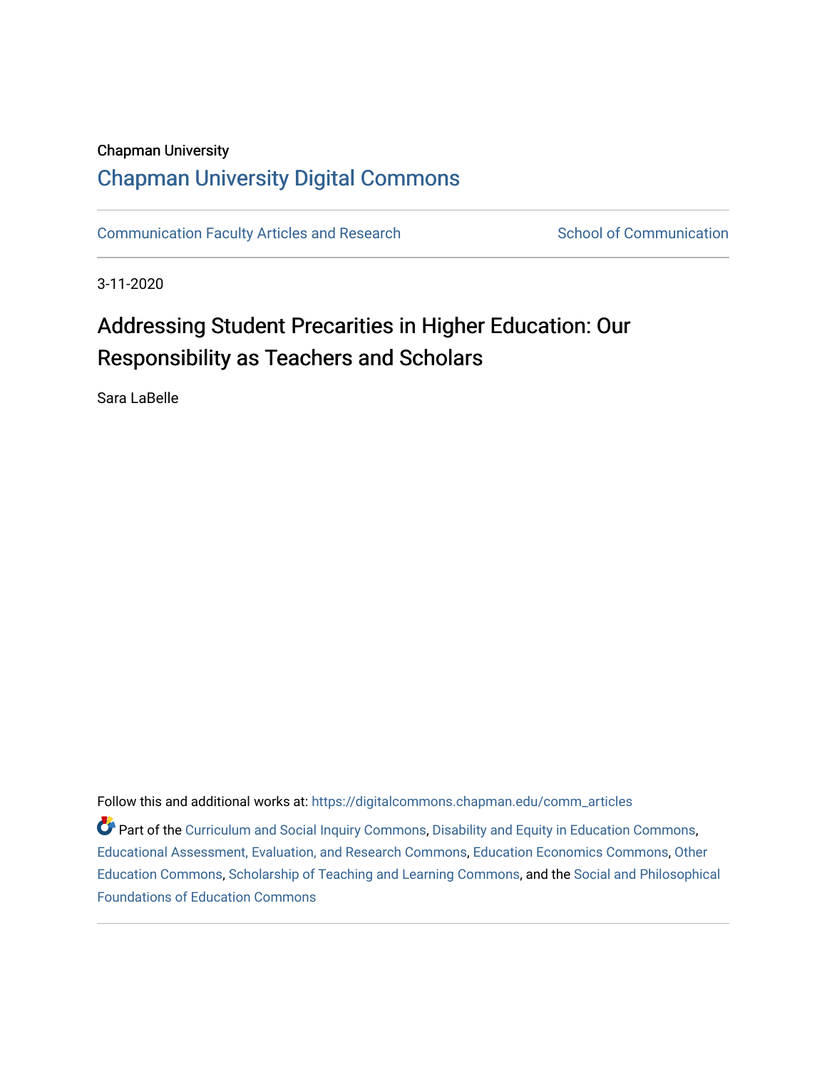Chapman University

# Chapman University Digital Commons

Communication Faculty Articles and Research

School of Communication

3-11-2020

## Addressing Student Precarities in Higher Education: Our Responsibility as Teachers and Scholars

Sara LaBelle

Follow this and additional works at: https://digitalcommons.chapman.edu/comm_articles

Part of the Curriculum and Social Inquiry Commons, Disability and Equity in Education Commons, Educational Assessment, Evaluation, and Research Commons, Education Economics Commons, Other Education Commons, Scholarship of Teaching and Learning Commons, and the Social and Philosophical Foundations of Education Commons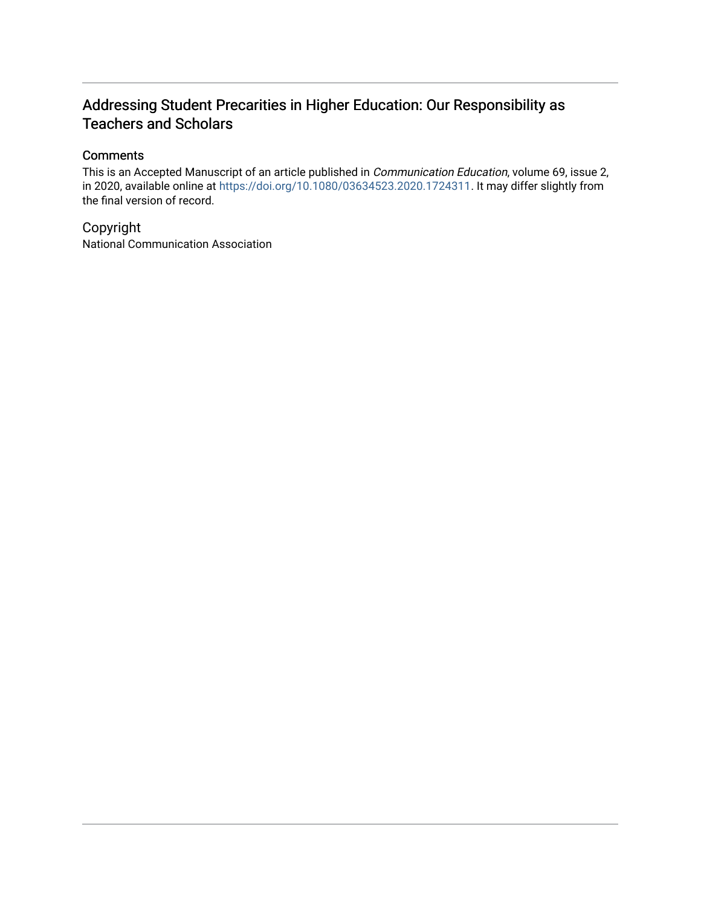# Addressing Student Precarities in Higher Education: Our Responsibility as Teachers and Scholars

## Comments

This is an Accepted Manuscript of an article published in *Communication Education*, volume 69, issue 2, in 2020, available online at https://doi.org/10.1080/03634523.2020.1724311. It may differ slightly from the final version of record.

## Copyright

National Communication Association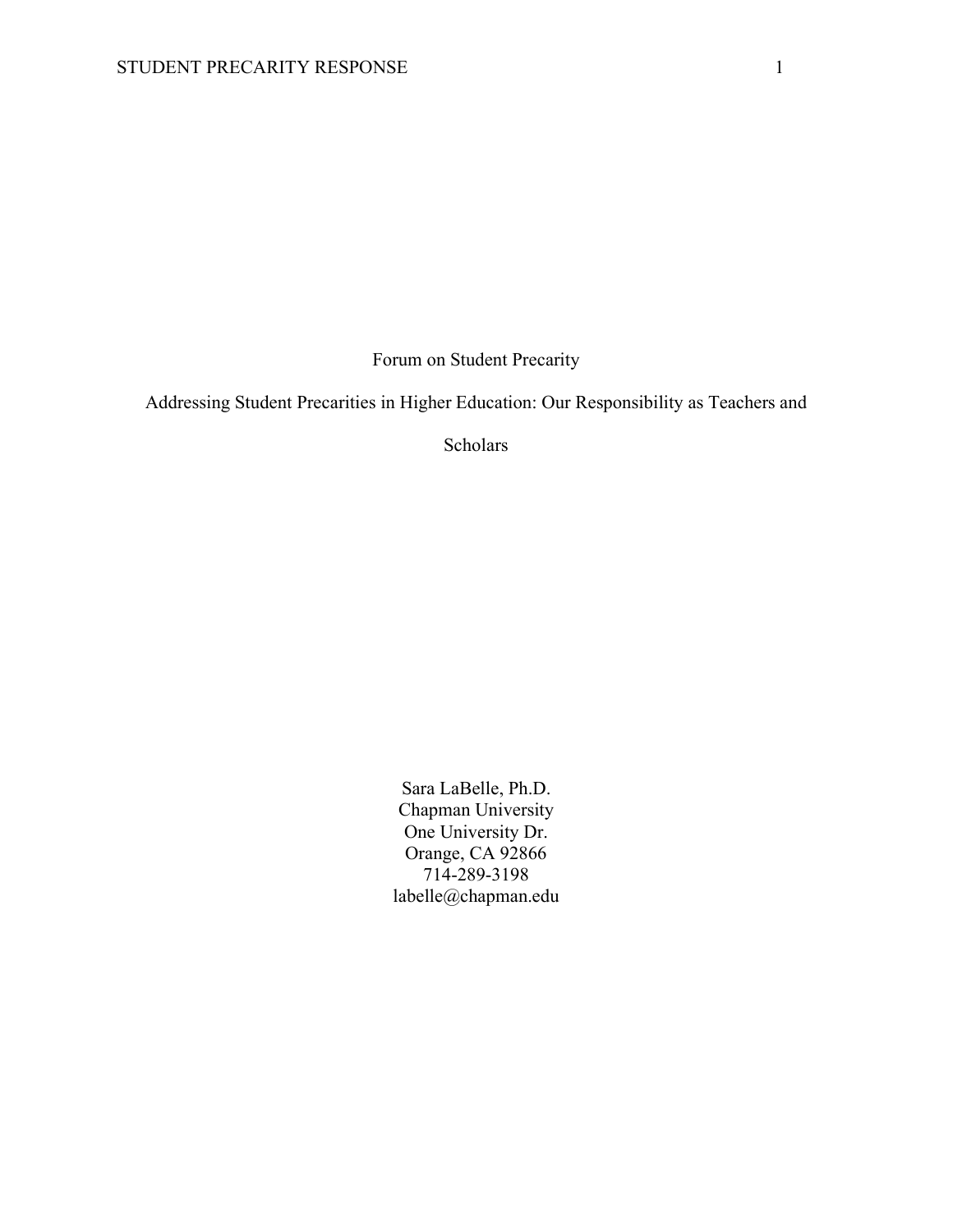Forum on Student Precarity

Addressing Student Precarities in Higher Education: Our Responsibility as Teachers and Scholars

Sara LaBelle, Ph.D.
Chapman University
One University Dr.
Orange, CA 92866
714-289-3198
labelle@chapman.edu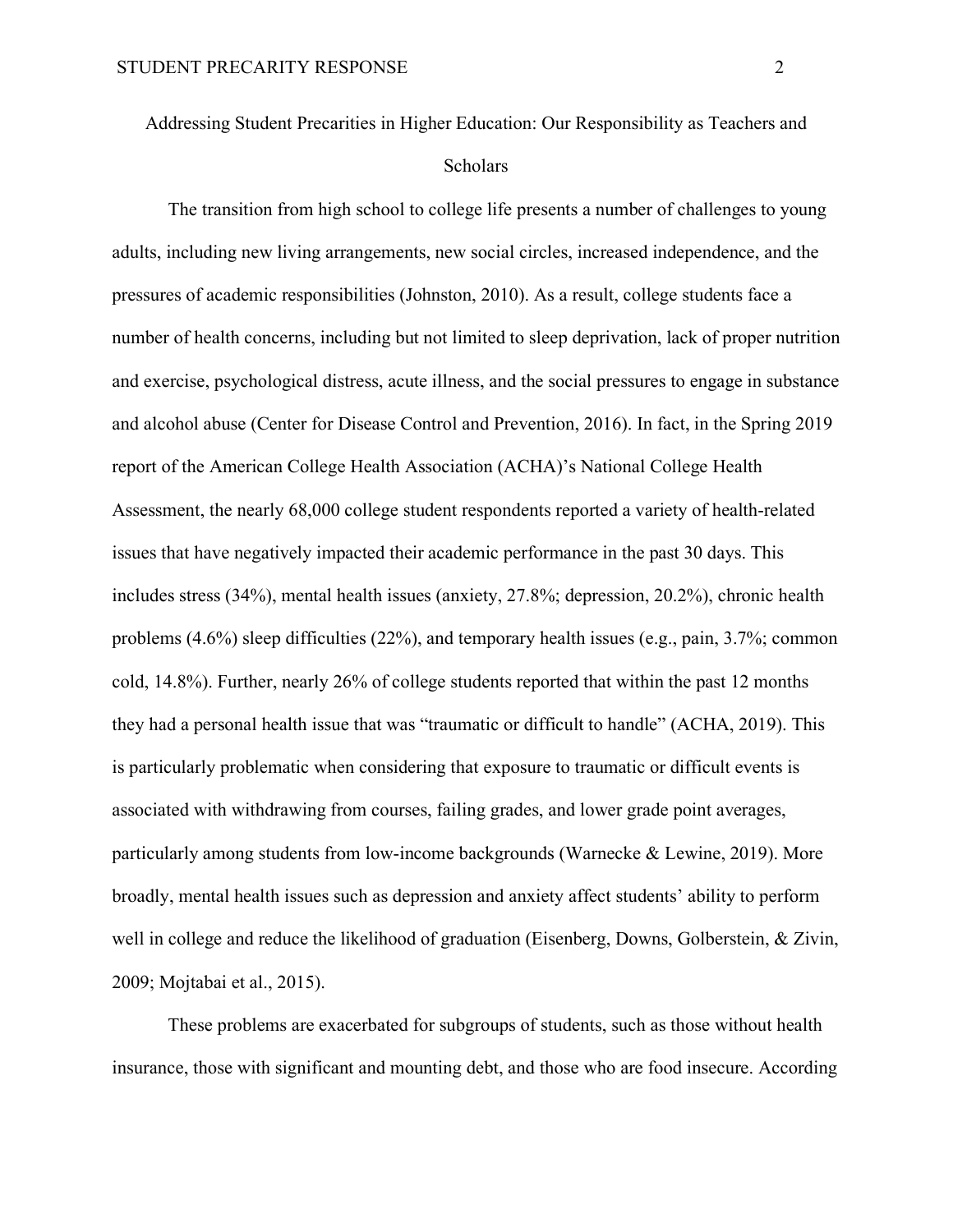# Addressing Student Precarities in Higher Education: Our Responsibility as Teachers and Scholars

The transition from high school to college life presents a number of challenges to young adults, including new living arrangements, new social circles, increased independence, and the pressures of academic responsibilities (Johnston, 2010). As a result, college students face a number of health concerns, including but not limited to sleep deprivation, lack of proper nutrition and exercise, psychological distress, acute illness, and the social pressures to engage in substance and alcohol abuse (Center for Disease Control and Prevention, 2016). In fact, in the Spring 2019 report of the American College Health Association (ACHA)'s National College Health Assessment, the nearly 68,000 college student respondents reported a variety of health-related issues that have negatively impacted their academic performance in the past 30 days. This includes stress (34%), mental health issues (anxiety, 27.8%; depression, 20.2%), chronic health problems (4.6%) sleep difficulties (22%), and temporary health issues (e.g., pain, 3.7%; common cold, 14.8%). Further, nearly 26% of college students reported that within the past 12 months they had a personal health issue that was "traumatic or difficult to handle" (ACHA, 2019). This is particularly problematic when considering that exposure to traumatic or difficult events is associated with withdrawing from courses, failing grades, and lower grade point averages, particularly among students from low-income backgrounds (Warnecke & Lewine, 2019). More broadly, mental health issues such as depression and anxiety affect students' ability to perform well in college and reduce the likelihood of graduation (Eisenberg, Downs, Golberstein, & Zivin, 2009; Mojtabai et al., 2015).

These problems are exacerbated for subgroups of students, such as those without health insurance, those with significant and mounting debt, and those who are food insecure. According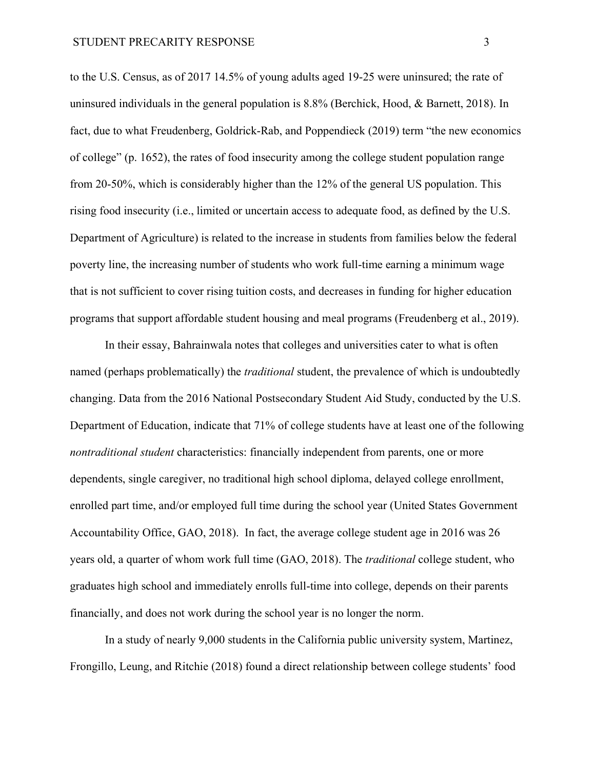to the U.S. Census, as of 2017 14.5% of young adults aged 19-25 were uninsured; the rate of uninsured individuals in the general population is 8.8% (Berchick, Hood, & Barnett, 2018). In fact, due to what Freudenberg, Goldrick-Rab, and Poppendieck (2019) term "the new economics of college" (p. 1652), the rates of food insecurity among the college student population range from 20-50%, which is considerably higher than the 12% of the general US population. This rising food insecurity (i.e., limited or uncertain access to adequate food, as defined by the U.S. Department of Agriculture) is related to the increase in students from families below the federal poverty line, the increasing number of students who work full-time earning a minimum wage that is not sufficient to cover rising tuition costs, and decreases in funding for higher education programs that support affordable student housing and meal programs (Freudenberg et al., 2019).

In their essay, Bahrainwala notes that colleges and universities cater to what is often named (perhaps problematically) the *traditional* student, the prevalence of which is undoubtedly changing. Data from the 2016 National Postsecondary Student Aid Study, conducted by the U.S. Department of Education, indicate that 71% of college students have at least one of the following *nontraditional student* characteristics: financially independent from parents, one or more dependents, single caregiver, no traditional high school diploma, delayed college enrollment, enrolled part time, and/or employed full time during the school year (United States Government Accountability Office, GAO, 2018). In fact, the average college student age in 2016 was 26 years old, a quarter of whom work full time (GAO, 2018). The *traditional* college student, who graduates high school and immediately enrolls full-time into college, depends on their parents financially, and does not work during the school year is no longer the norm.

In a study of nearly 9,000 students in the California public university system, Martinez, Frongillo, Leung, and Ritchie (2018) found a direct relationship between college students' food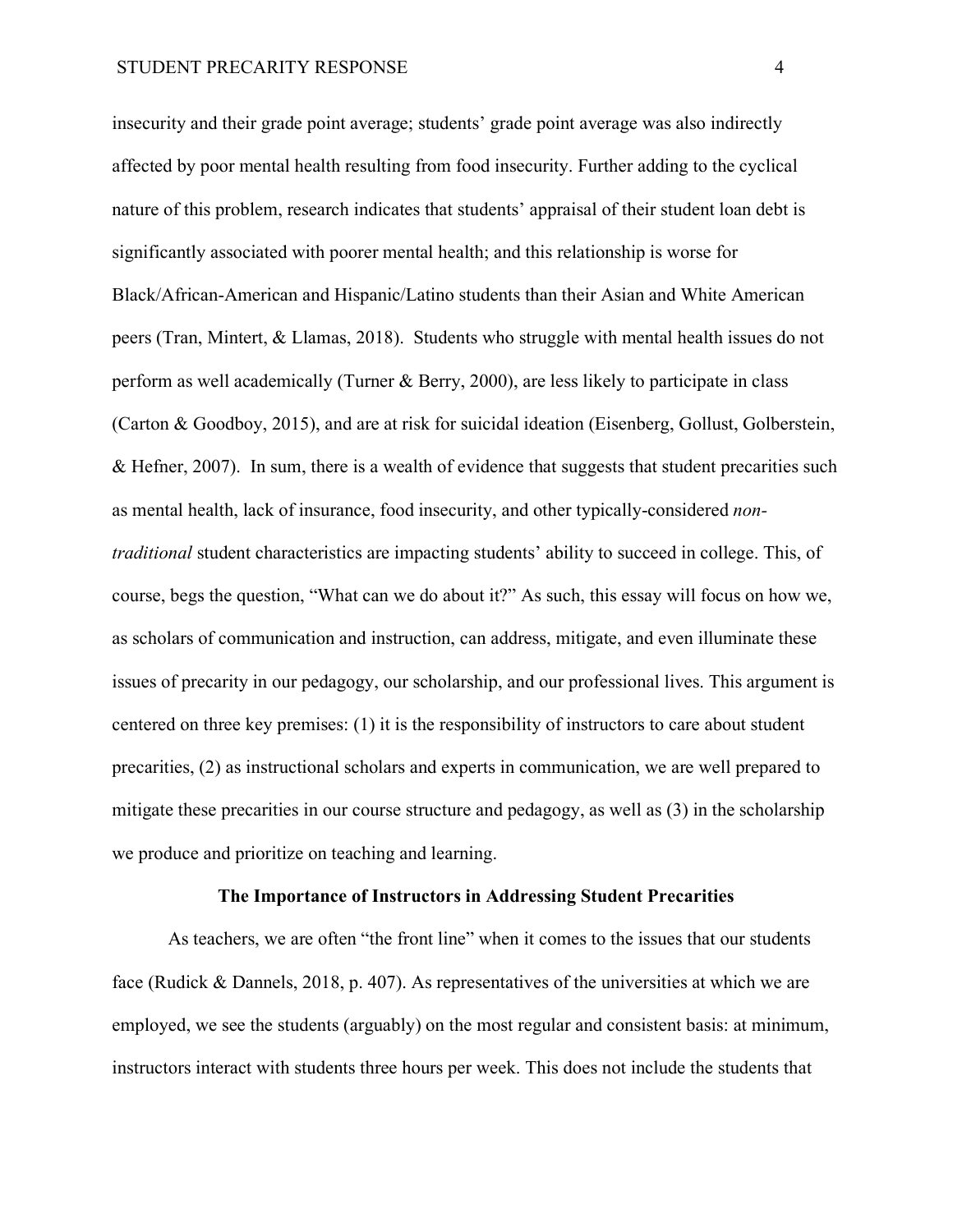insecurity and their grade point average; students' grade point average was also indirectly affected by poor mental health resulting from food insecurity. Further adding to the cyclical nature of this problem, research indicates that students' appraisal of their student loan debt is significantly associated with poorer mental health; and this relationship is worse for Black/African-American and Hispanic/Latino students than their Asian and White American peers (Tran, Mintert, & Llamas, 2018). Students who struggle with mental health issues do not perform as well academically (Turner & Berry, 2000), are less likely to participate in class (Carton & Goodboy, 2015), and are at risk for suicidal ideation (Eisenberg, Gollust, Golberstein, & Hefner, 2007). In sum, there is a wealth of evidence that suggests that student precarities such as mental health, lack of insurance, food insecurity, and other typically-considered *non-traditional* student characteristics are impacting students' ability to succeed in college. This, of course, begs the question, "What can we do about it?" As such, this essay will focus on how we, as scholars of communication and instruction, can address, mitigate, and even illuminate these issues of precarity in our pedagogy, our scholarship, and our professional lives. This argument is centered on three key premises: (1) it is the responsibility of instructors to care about student precarities, (2) as instructional scholars and experts in communication, we are well prepared to mitigate these precarities in our course structure and pedagogy, as well as (3) in the scholarship we produce and prioritize on teaching and learning.

## The Importance of Instructors in Addressing Student Precarities

As teachers, we are often "the front line" when it comes to the issues that our students face (Rudick & Dannels, 2018, p. 407). As representatives of the universities at which we are employed, we see the students (arguably) on the most regular and consistent basis: at minimum, instructors interact with students three hours per week. This does not include the students that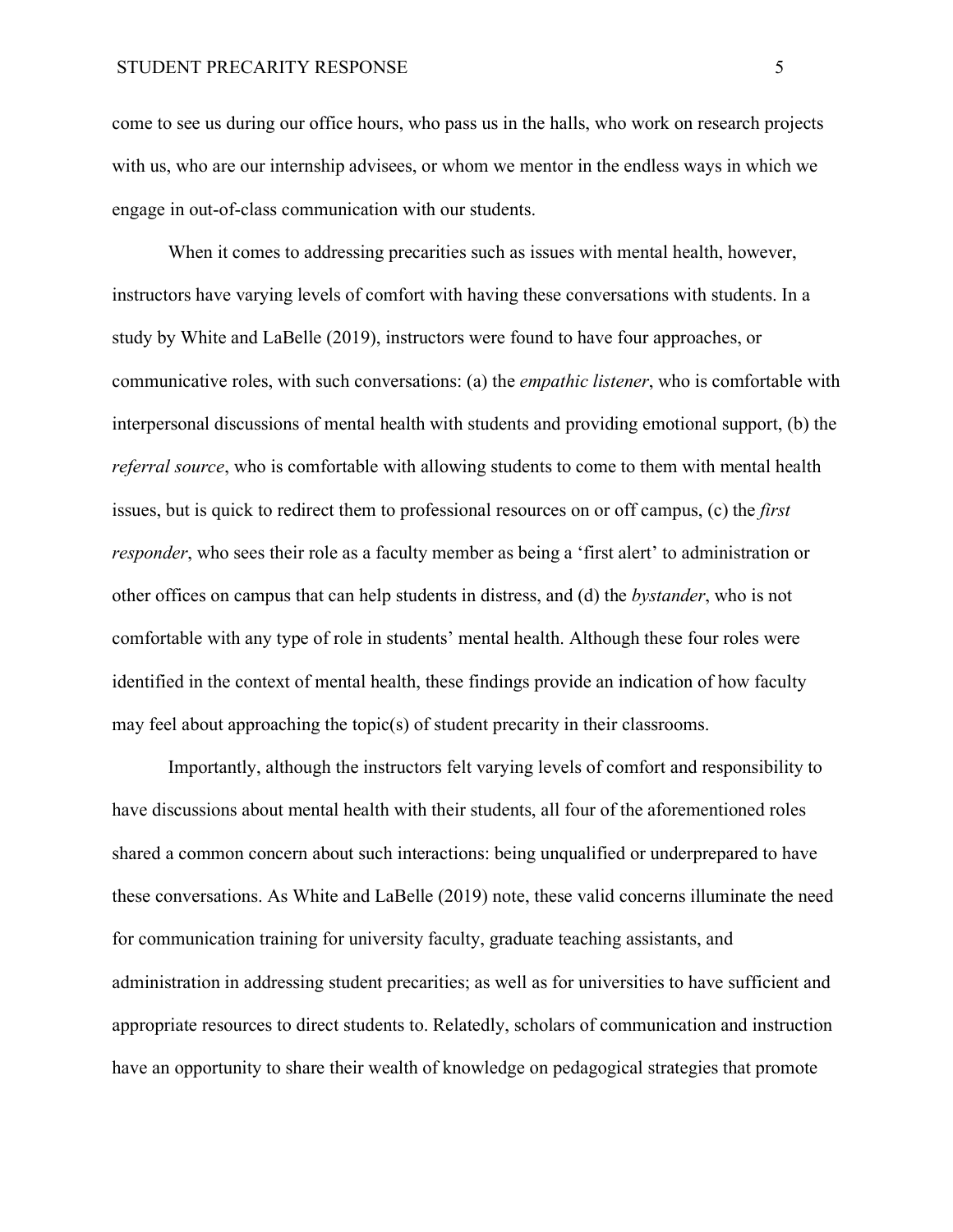come to see us during our office hours, who pass us in the halls, who work on research projects with us, who are our internship advisees, or whom we mentor in the endless ways in which we engage in out-of-class communication with our students.

When it comes to addressing precarities such as issues with mental health, however, instructors have varying levels of comfort with having these conversations with students. In a study by White and LaBelle (2019), instructors were found to have four approaches, or communicative roles, with such conversations: (a) the *empathic listener*, who is comfortable with interpersonal discussions of mental health with students and providing emotional support, (b) the *referral source*, who is comfortable with allowing students to come to them with mental health issues, but is quick to redirect them to professional resources on or off campus, (c) the *first responder*, who sees their role as a faculty member as being a 'first alert' to administration or other offices on campus that can help students in distress, and (d) the *bystander*, who is not comfortable with any type of role in students' mental health. Although these four roles were identified in the context of mental health, these findings provide an indication of how faculty may feel about approaching the topic(s) of student precarity in their classrooms.

Importantly, although the instructors felt varying levels of comfort and responsibility to have discussions about mental health with their students, all four of the aforementioned roles shared a common concern about such interactions: being unqualified or underprepared to have these conversations. As White and LaBelle (2019) note, these valid concerns illuminate the need for communication training for university faculty, graduate teaching assistants, and administration in addressing student precarities; as well as for universities to have sufficient and appropriate resources to direct students to. Relatedly, scholars of communication and instruction have an opportunity to share their wealth of knowledge on pedagogical strategies that promote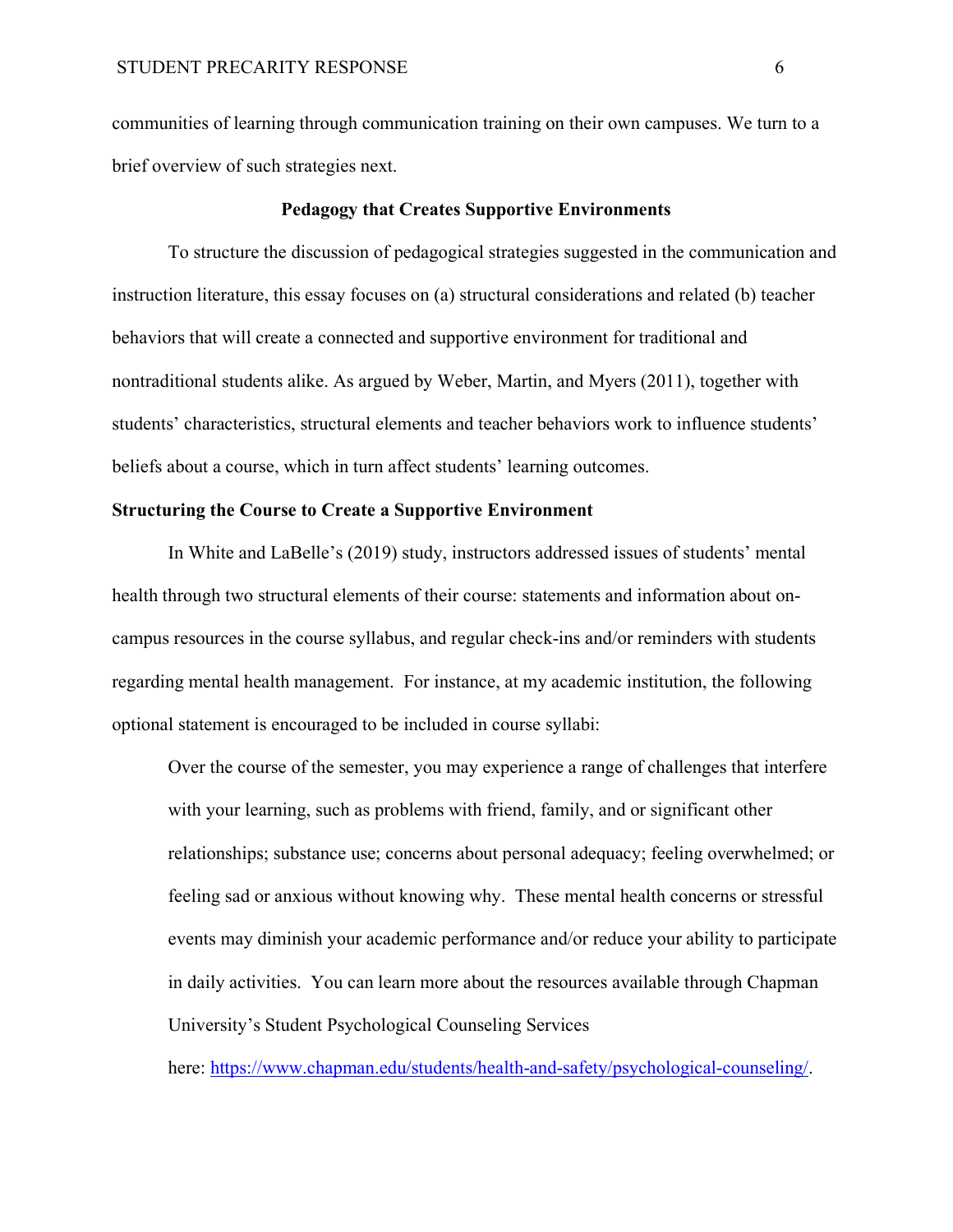communities of learning through communication training on their own campuses. We turn to a brief overview of such strategies next.

## Pedagogy that Creates Supportive Environments

To structure the discussion of pedagogical strategies suggested in the communication and instruction literature, this essay focuses on (a) structural considerations and related (b) teacher behaviors that will create a connected and supportive environment for traditional and nontraditional students alike. As argued by Weber, Martin, and Myers (2011), together with students' characteristics, structural elements and teacher behaviors work to influence students' beliefs about a course, which in turn affect students' learning outcomes.

### Structuring the Course to Create a Supportive Environment

In White and LaBelle's (2019) study, instructors addressed issues of students' mental health through two structural elements of their course: statements and information about on-campus resources in the course syllabus, and regular check-ins and/or reminders with students regarding mental health management. For instance, at my academic institution, the following optional statement is encouraged to be included in course syllabi:

> Over the course of the semester, you may experience a range of challenges that interfere with your learning, such as problems with friend, family, and or significant other relationships; substance use; concerns about personal adequacy; feeling overwhelmed; or feeling sad or anxious without knowing why. These mental health concerns or stressful events may diminish your academic performance and/or reduce your ability to participate in daily activities. You can learn more about the resources available through Chapman University's Student Psychological Counseling Services here: https://www.chapman.edu/students/health-and-safety/psychological-counseling/.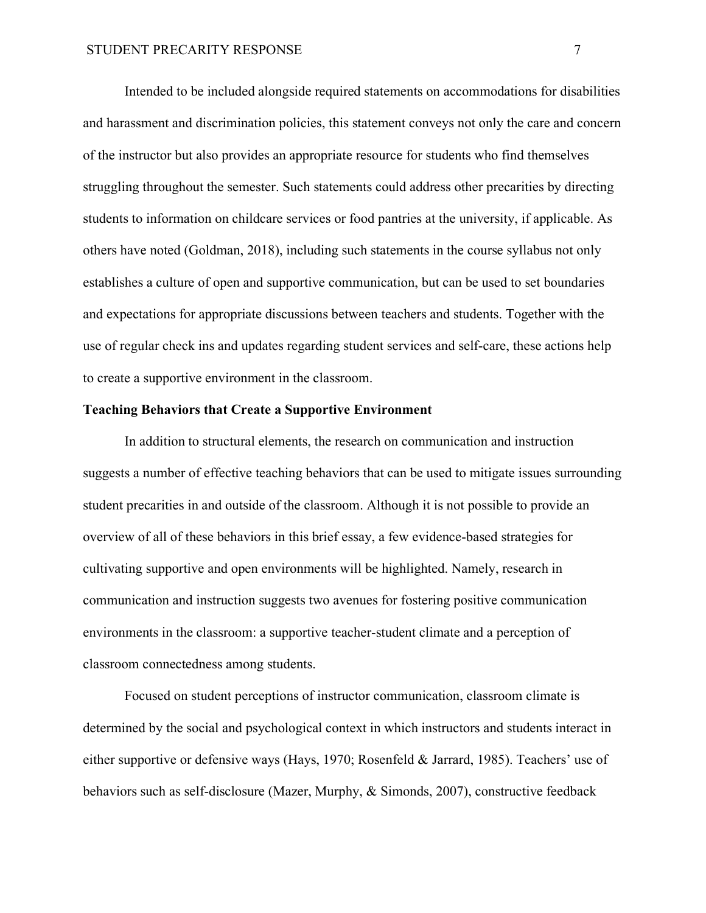Intended to be included alongside required statements on accommodations for disabilities and harassment and discrimination policies, this statement conveys not only the care and concern of the instructor but also provides an appropriate resource for students who find themselves struggling throughout the semester. Such statements could address other precarities by directing students to information on childcare services or food pantries at the university, if applicable. As others have noted (Goldman, 2018), including such statements in the course syllabus not only establishes a culture of open and supportive communication, but can be used to set boundaries and expectations for appropriate discussions between teachers and students. Together with the use of regular check ins and updates regarding student services and self-care, these actions help to create a supportive environment in the classroom.

**Teaching Behaviors that Create a Supportive Environment**

In addition to structural elements, the research on communication and instruction suggests a number of effective teaching behaviors that can be used to mitigate issues surrounding student precarities in and outside of the classroom. Although it is not possible to provide an overview of all of these behaviors in this brief essay, a few evidence-based strategies for cultivating supportive and open environments will be highlighted. Namely, research in communication and instruction suggests two avenues for fostering positive communication environments in the classroom: a supportive teacher-student climate and a perception of classroom connectedness among students.

Focused on student perceptions of instructor communication, classroom climate is determined by the social and psychological context in which instructors and students interact in either supportive or defensive ways (Hays, 1970; Rosenfeld & Jarrard, 1985). Teachers' use of behaviors such as self-disclosure (Mazer, Murphy, & Simonds, 2007), constructive feedback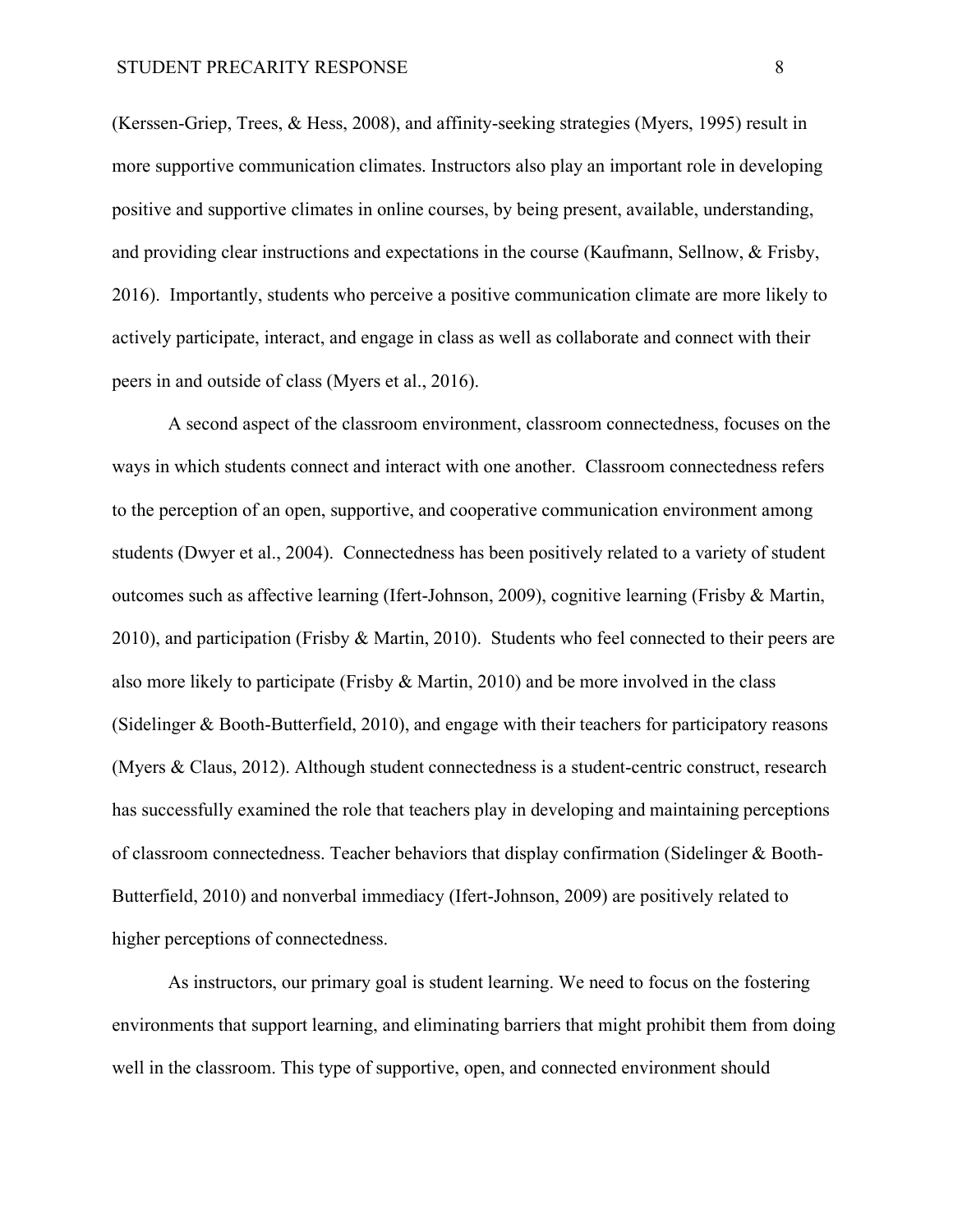(Kerssen-Griep, Trees, & Hess, 2008), and affinity-seeking strategies (Myers, 1995) result in more supportive communication climates. Instructors also play an important role in developing positive and supportive climates in online courses, by being present, available, understanding, and providing clear instructions and expectations in the course (Kaufmann, Sellnow, & Frisby, 2016). Importantly, students who perceive a positive communication climate are more likely to actively participate, interact, and engage in class as well as collaborate and connect with their peers in and outside of class (Myers et al., 2016).

A second aspect of the classroom environment, classroom connectedness, focuses on the ways in which students connect and interact with one another. Classroom connectedness refers to the perception of an open, supportive, and cooperative communication environment among students (Dwyer et al., 2004). Connectedness has been positively related to a variety of student outcomes such as affective learning (Ifert-Johnson, 2009), cognitive learning (Frisby & Martin, 2010), and participation (Frisby & Martin, 2010). Students who feel connected to their peers are also more likely to participate (Frisby & Martin, 2010) and be more involved in the class (Sidelinger & Booth-Butterfield, 2010), and engage with their teachers for participatory reasons (Myers & Claus, 2012). Although student connectedness is a student-centric construct, research has successfully examined the role that teachers play in developing and maintaining perceptions of classroom connectedness. Teacher behaviors that display confirmation (Sidelinger & Booth-Butterfield, 2010) and nonverbal immediacy (Ifert-Johnson, 2009) are positively related to higher perceptions of connectedness.

As instructors, our primary goal is student learning. We need to focus on the fostering environments that support learning, and eliminating barriers that might prohibit them from doing well in the classroom. This type of supportive, open, and connected environment should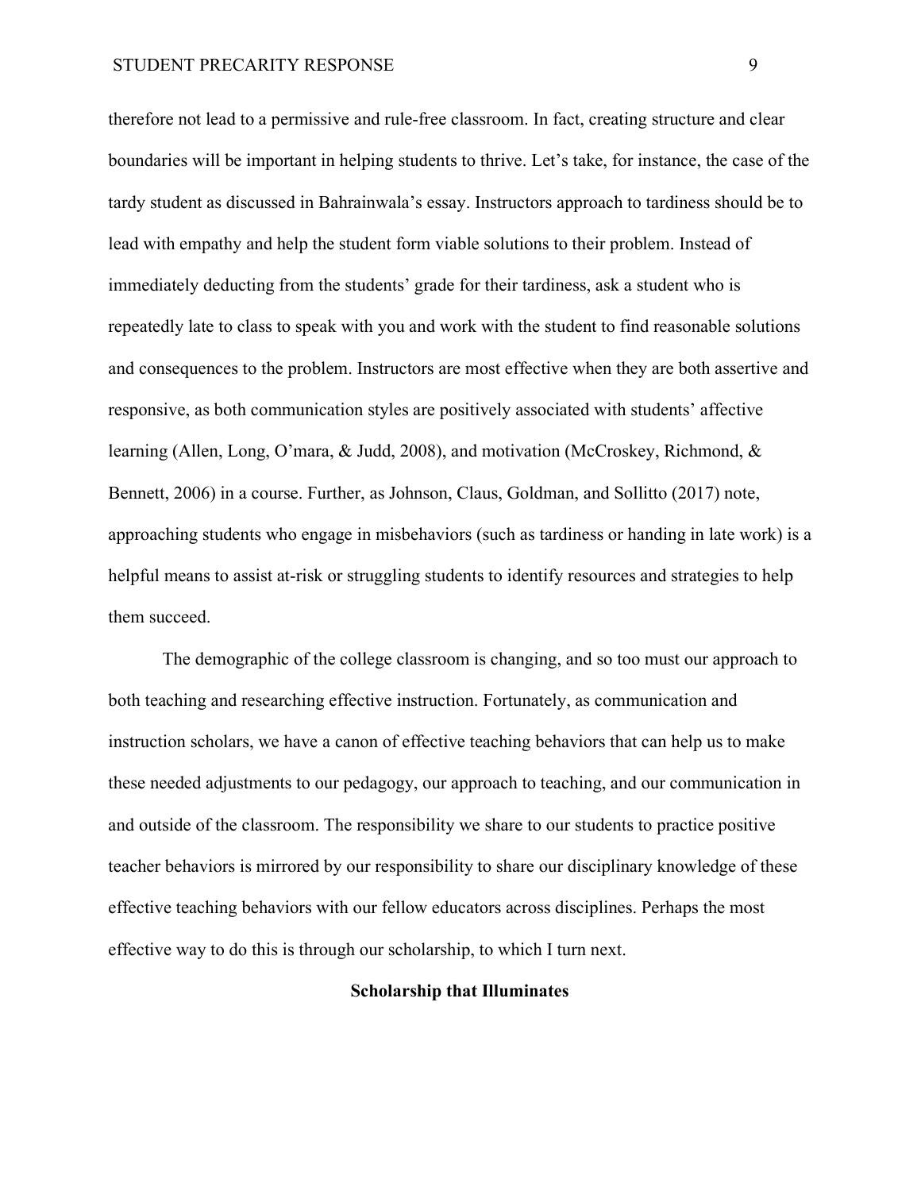therefore not lead to a permissive and rule-free classroom. In fact, creating structure and clear boundaries will be important in helping students to thrive. Let's take, for instance, the case of the tardy student as discussed in Bahrainwala's essay. Instructors approach to tardiness should be to lead with empathy and help the student form viable solutions to their problem. Instead of immediately deducting from the students' grade for their tardiness, ask a student who is repeatedly late to class to speak with you and work with the student to find reasonable solutions and consequences to the problem. Instructors are most effective when they are both assertive and responsive, as both communication styles are positively associated with students' affective learning (Allen, Long, O'mara, & Judd, 2008), and motivation (McCroskey, Richmond, & Bennett, 2006) in a course. Further, as Johnson, Claus, Goldman, and Sollitto (2017) note, approaching students who engage in misbehaviors (such as tardiness or handing in late work) is a helpful means to assist at-risk or struggling students to identify resources and strategies to help them succeed.

The demographic of the college classroom is changing, and so too must our approach to both teaching and researching effective instruction. Fortunately, as communication and instruction scholars, we have a canon of effective teaching behaviors that can help us to make these needed adjustments to our pedagogy, our approach to teaching, and our communication in and outside of the classroom. The responsibility we share to our students to practice positive teacher behaviors is mirrored by our responsibility to share our disciplinary knowledge of these effective teaching behaviors with our fellow educators across disciplines. Perhaps the most effective way to do this is through our scholarship, to which I turn next.

## Scholarship that Illuminates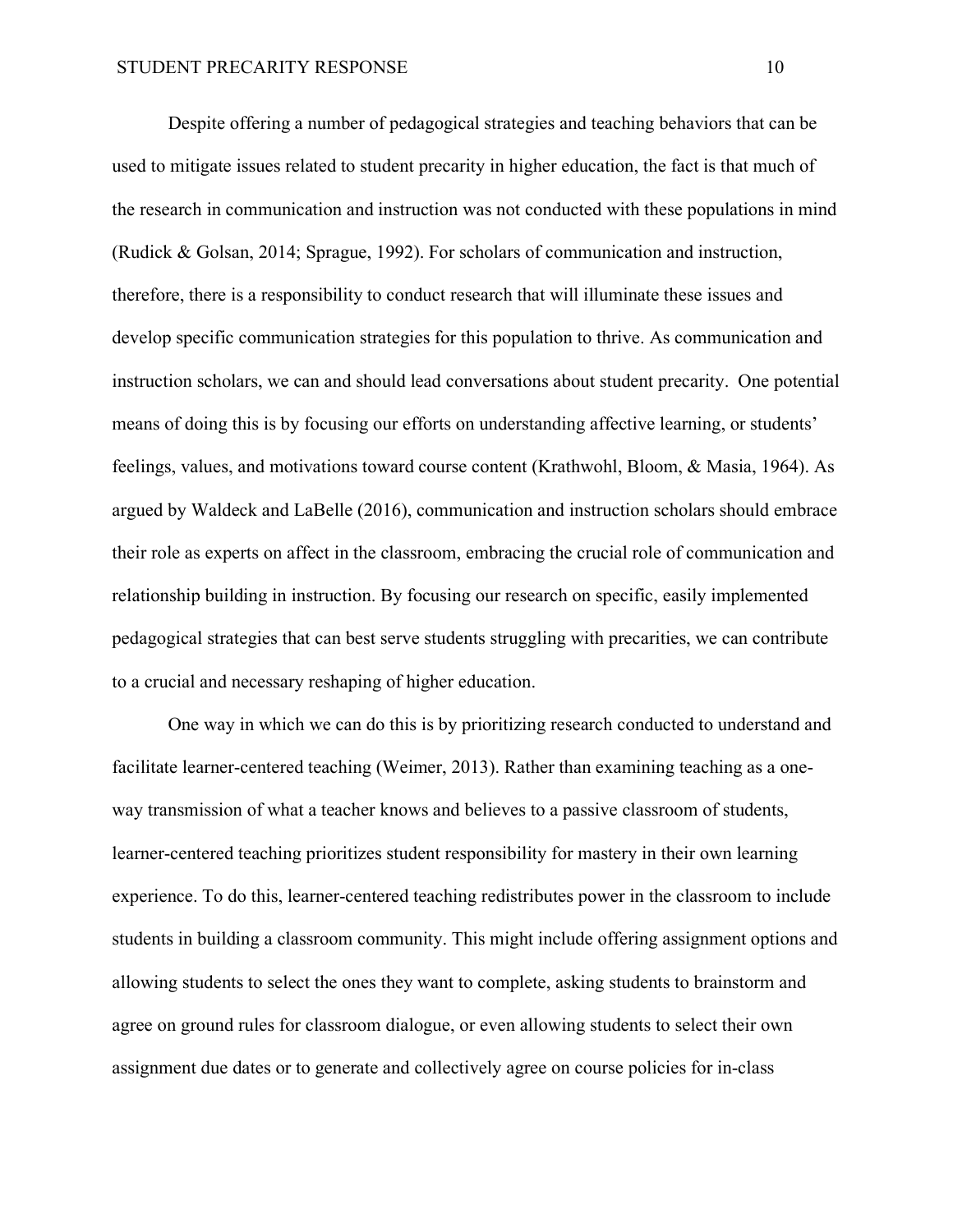Despite offering a number of pedagogical strategies and teaching behaviors that can be used to mitigate issues related to student precarity in higher education, the fact is that much of the research in communication and instruction was not conducted with these populations in mind (Rudick & Golsan, 2014; Sprague, 1992). For scholars of communication and instruction, therefore, there is a responsibility to conduct research that will illuminate these issues and develop specific communication strategies for this population to thrive. As communication and instruction scholars, we can and should lead conversations about student precarity. One potential means of doing this is by focusing our efforts on understanding affective learning, or students' feelings, values, and motivations toward course content (Krathwohl, Bloom, & Masia, 1964). As argued by Waldeck and LaBelle (2016), communication and instruction scholars should embrace their role as experts on affect in the classroom, embracing the crucial role of communication and relationship building in instruction. By focusing our research on specific, easily implemented pedagogical strategies that can best serve students struggling with precarities, we can contribute to a crucial and necessary reshaping of higher education.

One way in which we can do this is by prioritizing research conducted to understand and facilitate learner-centered teaching (Weimer, 2013). Rather than examining teaching as a one-way transmission of what a teacher knows and believes to a passive classroom of students, learner-centered teaching prioritizes student responsibility for mastery in their own learning experience. To do this, learner-centered teaching redistributes power in the classroom to include students in building a classroom community. This might include offering assignment options and allowing students to select the ones they want to complete, asking students to brainstorm and agree on ground rules for classroom dialogue, or even allowing students to select their own assignment due dates or to generate and collectively agree on course policies for in-class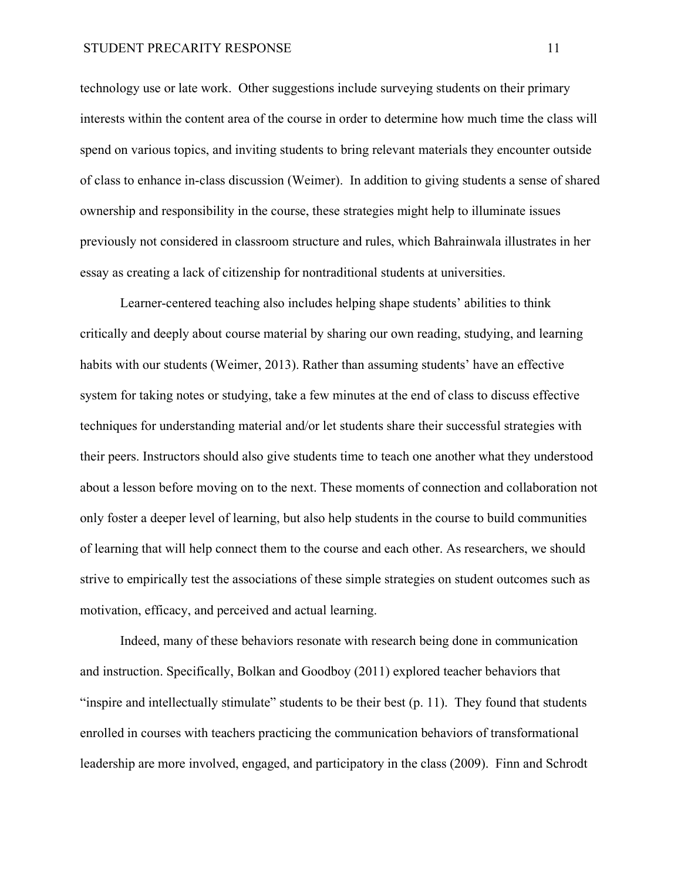technology use or late work. Other suggestions include surveying students on their primary interests within the content area of the course in order to determine how much time the class will spend on various topics, and inviting students to bring relevant materials they encounter outside of class to enhance in-class discussion (Weimer). In addition to giving students a sense of shared ownership and responsibility in the course, these strategies might help to illuminate issues previously not considered in classroom structure and rules, which Bahrainwala illustrates in her essay as creating a lack of citizenship for nontraditional students at universities.

Learner-centered teaching also includes helping shape students' abilities to think critically and deeply about course material by sharing our own reading, studying, and learning habits with our students (Weimer, 2013). Rather than assuming students' have an effective system for taking notes or studying, take a few minutes at the end of class to discuss effective techniques for understanding material and/or let students share their successful strategies with their peers. Instructors should also give students time to teach one another what they understood about a lesson before moving on to the next. These moments of connection and collaboration not only foster a deeper level of learning, but also help students in the course to build communities of learning that will help connect them to the course and each other. As researchers, we should strive to empirically test the associations of these simple strategies on student outcomes such as motivation, efficacy, and perceived and actual learning.

Indeed, many of these behaviors resonate with research being done in communication and instruction. Specifically, Bolkan and Goodboy (2011) explored teacher behaviors that "inspire and intellectually stimulate" students to be their best (p. 11). They found that students enrolled in courses with teachers practicing the communication behaviors of transformational leadership are more involved, engaged, and participatory in the class (2009). Finn and Schrodt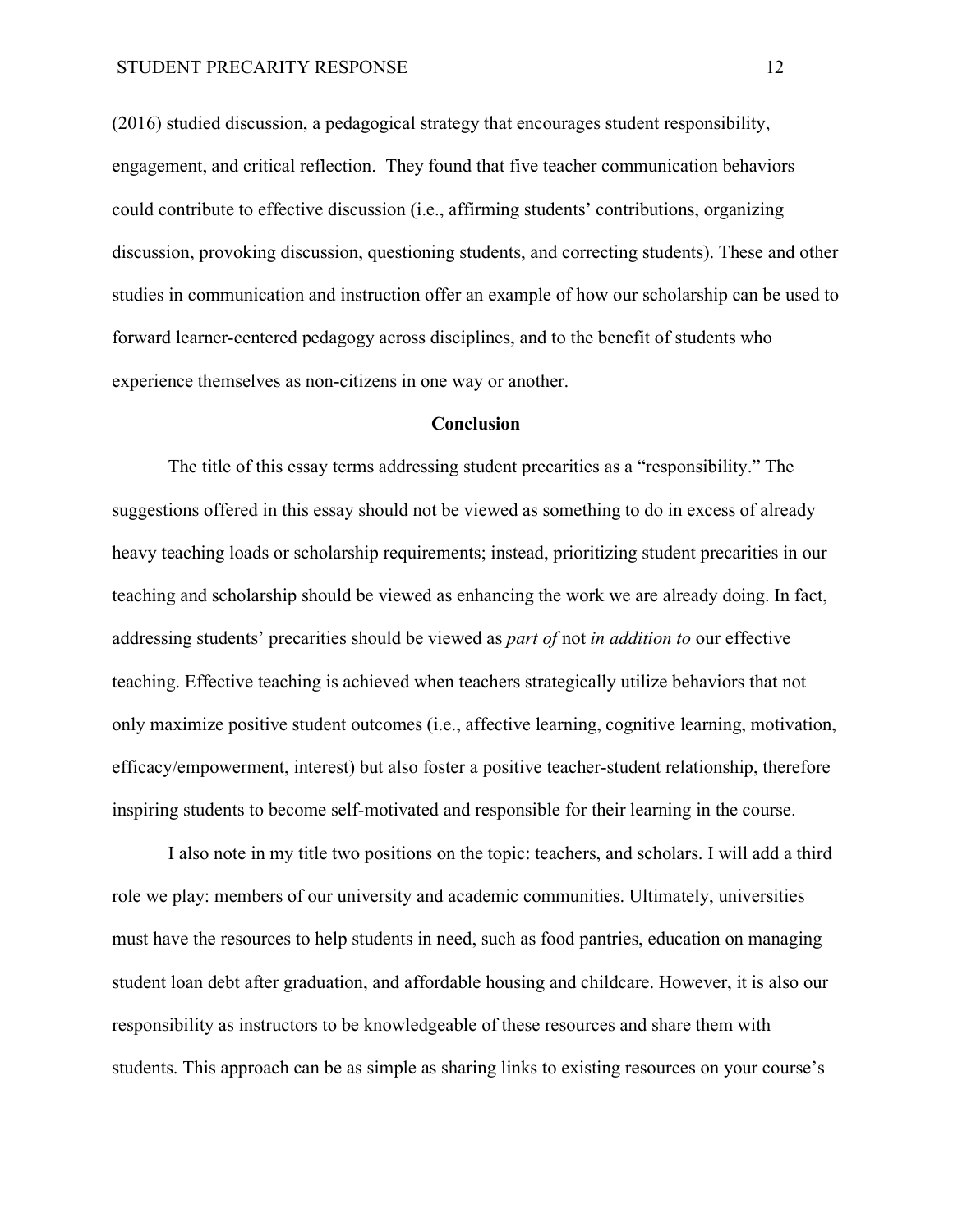(2016) studied discussion, a pedagogical strategy that encourages student responsibility, engagement, and critical reflection. They found that five teacher communication behaviors could contribute to effective discussion (i.e., affirming students' contributions, organizing discussion, provoking discussion, questioning students, and correcting students). These and other studies in communication and instruction offer an example of how our scholarship can be used to forward learner-centered pedagogy across disciplines, and to the benefit of students who experience themselves as non-citizens in one way or another.

## Conclusion

The title of this essay terms addressing student precarities as a "responsibility." The suggestions offered in this essay should not be viewed as something to do in excess of already heavy teaching loads or scholarship requirements; instead, prioritizing student precarities in our teaching and scholarship should be viewed as enhancing the work we are already doing. In fact, addressing students' precarities should be viewed as *part of* not *in addition to* our effective teaching. Effective teaching is achieved when teachers strategically utilize behaviors that not only maximize positive student outcomes (i.e., affective learning, cognitive learning, motivation, efficacy/empowerment, interest) but also foster a positive teacher-student relationship, therefore inspiring students to become self-motivated and responsible for their learning in the course.

I also note in my title two positions on the topic: teachers, and scholars. I will add a third role we play: members of our university and academic communities. Ultimately, universities must have the resources to help students in need, such as food pantries, education on managing student loan debt after graduation, and affordable housing and childcare. However, it is also our responsibility as instructors to be knowledgeable of these resources and share them with students. This approach can be as simple as sharing links to existing resources on your course's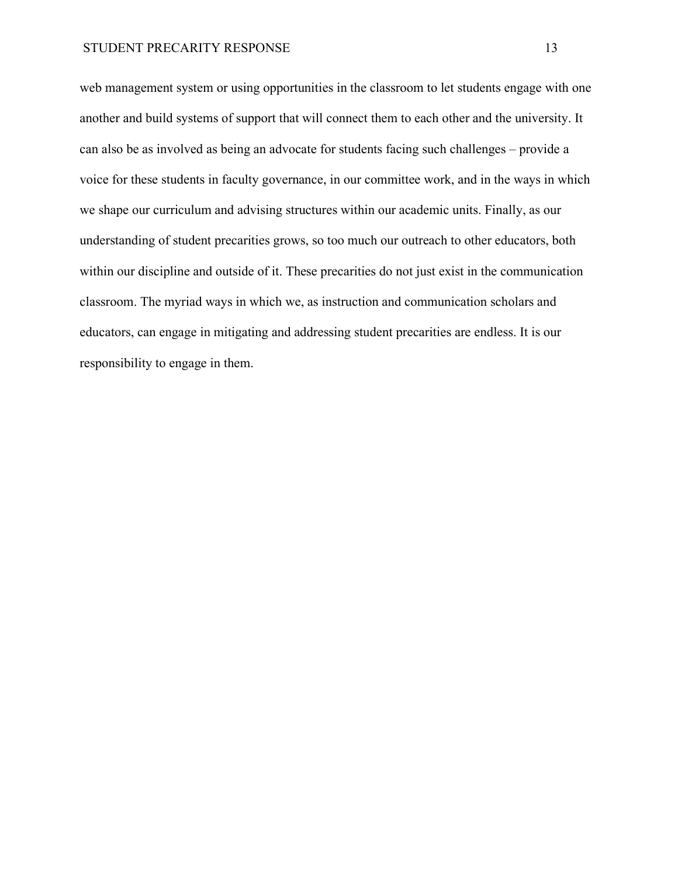web management system or using opportunities in the classroom to let students engage with one another and build systems of support that will connect them to each other and the university. It can also be as involved as being an advocate for students facing such challenges – provide a voice for these students in faculty governance, in our committee work, and in the ways in which we shape our curriculum and advising structures within our academic units. Finally, as our understanding of student precarities grows, so too much our outreach to other educators, both within our discipline and outside of it. These precarities do not just exist in the communication classroom. The myriad ways in which we, as instruction and communication scholars and educators, can engage in mitigating and addressing student precarities are endless. It is our responsibility to engage in them.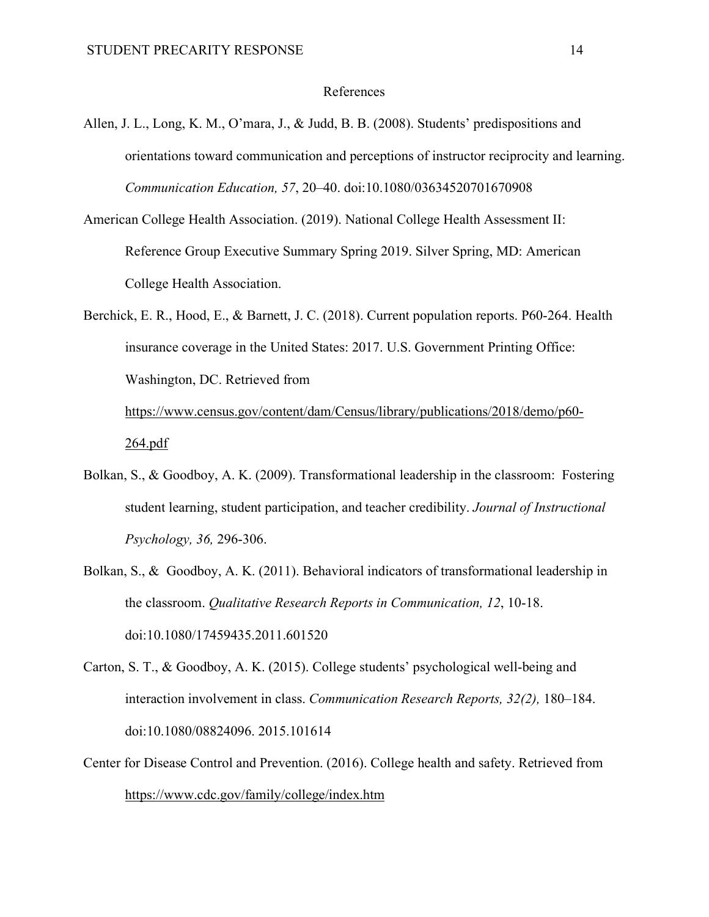# References

Allen, J. L., Long, K. M., O'mara, J., & Judd, B. B. (2008). Students' predispositions and orientations toward communication and perceptions of instructor reciprocity and learning. *Communication Education, 57*, 20–40. doi:10.1080/03634520701670908

American College Health Association. (2019). National College Health Assessment II: Reference Group Executive Summary Spring 2019. Silver Spring, MD: American College Health Association.

Berchick, E. R., Hood, E., & Barnett, J. C. (2018). Current population reports. P60-264. Health insurance coverage in the United States: 2017. U.S. Government Printing Office: Washington, DC. Retrieved from https://www.census.gov/content/dam/Census/library/publications/2018/demo/p60-264.pdf

Bolkan, S., & Goodboy, A. K. (2009). Transformational leadership in the classroom: Fostering student learning, student participation, and teacher credibility. *Journal of Instructional Psychology, 36,* 296-306.

Bolkan, S., & Goodboy, A. K. (2011). Behavioral indicators of transformational leadership in the classroom. *Qualitative Research Reports in Communication, 12*, 10-18. doi:10.1080/17459435.2011.601520

Carton, S. T., & Goodboy, A. K. (2015). College students' psychological well-being and interaction involvement in class. *Communication Research Reports, 32(2),* 180–184. doi:10.1080/08824096. 2015.101614

Center for Disease Control and Prevention. (2016). College health and safety. Retrieved from https://www.cdc.gov/family/college/index.htm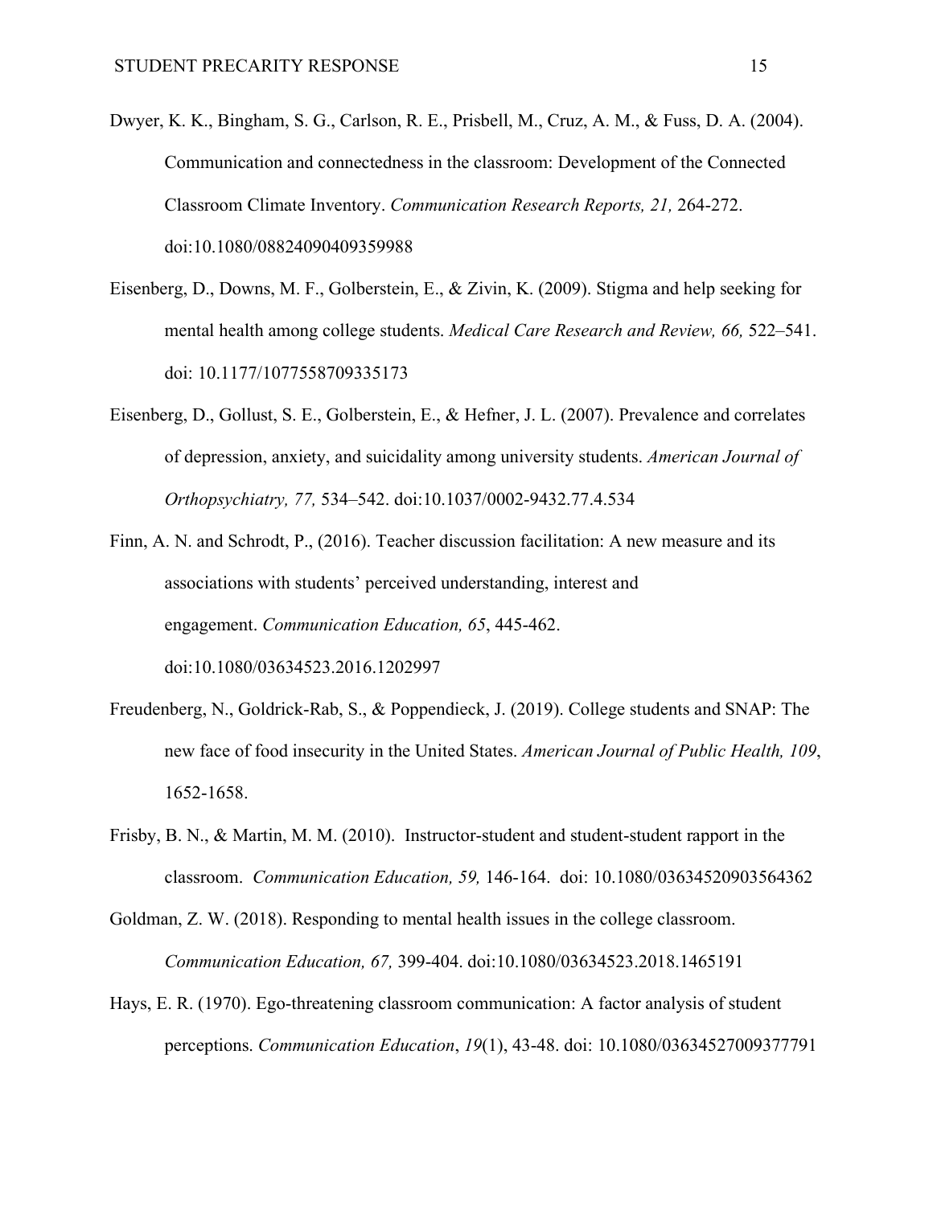Dwyer, K. K., Bingham, S. G., Carlson, R. E., Prisbell, M., Cruz, A. M., & Fuss, D. A. (2004). Communication and connectedness in the classroom: Development of the Connected Classroom Climate Inventory. *Communication Research Reports, 21,* 264-272. doi:10.1080/08824090409359988

Eisenberg, D., Downs, M. F., Golberstein, E., & Zivin, K. (2009). Stigma and help seeking for mental health among college students. *Medical Care Research and Review, 66,* 522–541. doi: 10.1177/1077558709335173

Eisenberg, D., Gollust, S. E., Golberstein, E., & Hefner, J. L. (2007). Prevalence and correlates of depression, anxiety, and suicidality among university students. *American Journal of Orthopsychiatry, 77,* 534–542. doi:10.1037/0002-9432.77.4.534

Finn, A. N. and Schrodt, P., (2016). Teacher discussion facilitation: A new measure and its associations with students' perceived understanding, interest and engagement. *Communication Education, 65*, 445-462. doi:10.1080/03634523.2016.1202997

Freudenberg, N., Goldrick-Rab, S., & Poppendieck, J. (2019). College students and SNAP: The new face of food insecurity in the United States. *American Journal of Public Health, 109*, 1652-1658.

Frisby, B. N., & Martin, M. M. (2010). Instructor-student and student-student rapport in the classroom. *Communication Education, 59,* 146-164. doi: 10.1080/03634520903564362

Goldman, Z. W. (2018). Responding to mental health issues in the college classroom. *Communication Education, 67,* 399-404. doi:10.1080/03634523.2018.1465191

Hays, E. R. (1970). Ego-threatening classroom communication: A factor analysis of student perceptions. *Communication Education*, *19*(1), 43-48. doi: 10.1080/03634527009377791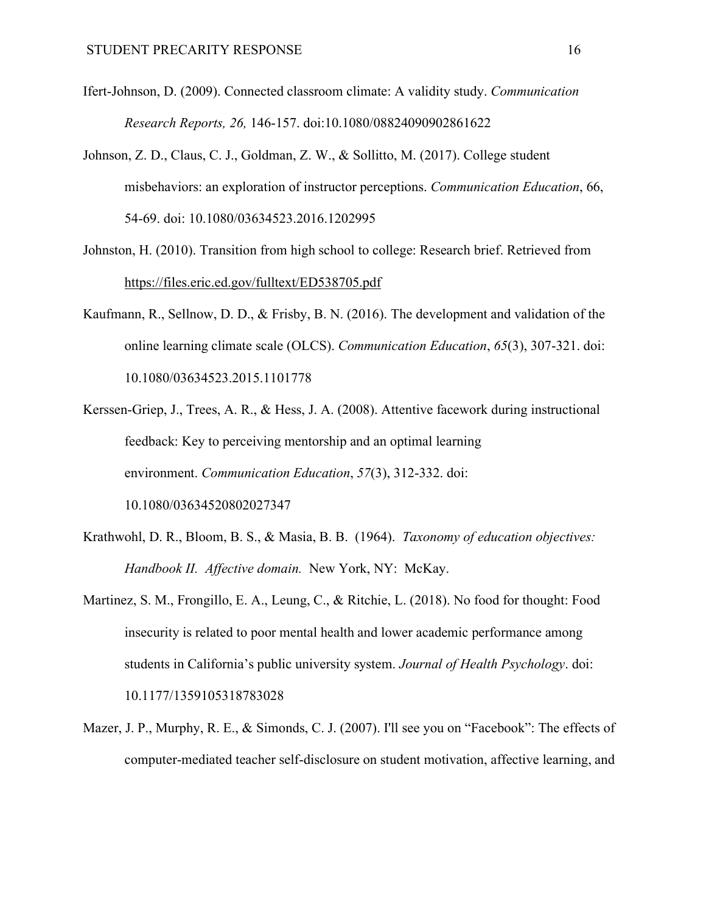Ifert-Johnson, D. (2009). Connected classroom climate: A validity study. *Communication Research Reports, 26,* 146-157. doi:10.1080/08824090902861622

Johnson, Z. D., Claus, C. J., Goldman, Z. W., & Sollitto, M. (2017). College student misbehaviors: an exploration of instructor perceptions. *Communication Education*, 66, 54-69. doi: 10.1080/03634523.2016.1202995

Johnston, H. (2010). Transition from high school to college: Research brief. Retrieved from https://files.eric.ed.gov/fulltext/ED538705.pdf

Kaufmann, R., Sellnow, D. D., & Frisby, B. N. (2016). The development and validation of the online learning climate scale (OLCS). *Communication Education*, *65*(3), 307-321. doi: 10.1080/03634523.2015.1101778

Kerssen-Griep, J., Trees, A. R., & Hess, J. A. (2008). Attentive facework during instructional feedback: Key to perceiving mentorship and an optimal learning environment. *Communication Education*, *57*(3), 312-332. doi: 10.1080/03634520802027347

Krathwohl, D. R., Bloom, B. S., & Masia, B. B. (1964). *Taxonomy of education objectives: Handbook II. Affective domain.* New York, NY: McKay.

Martinez, S. M., Frongillo, E. A., Leung, C., & Ritchie, L. (2018). No food for thought: Food insecurity is related to poor mental health and lower academic performance among students in California's public university system. *Journal of Health Psychology*. doi: 10.1177/1359105318783028

Mazer, J. P., Murphy, R. E., & Simonds, C. J. (2007). I'll see you on "Facebook": The effects of computer-mediated teacher self-disclosure on student motivation, affective learning, and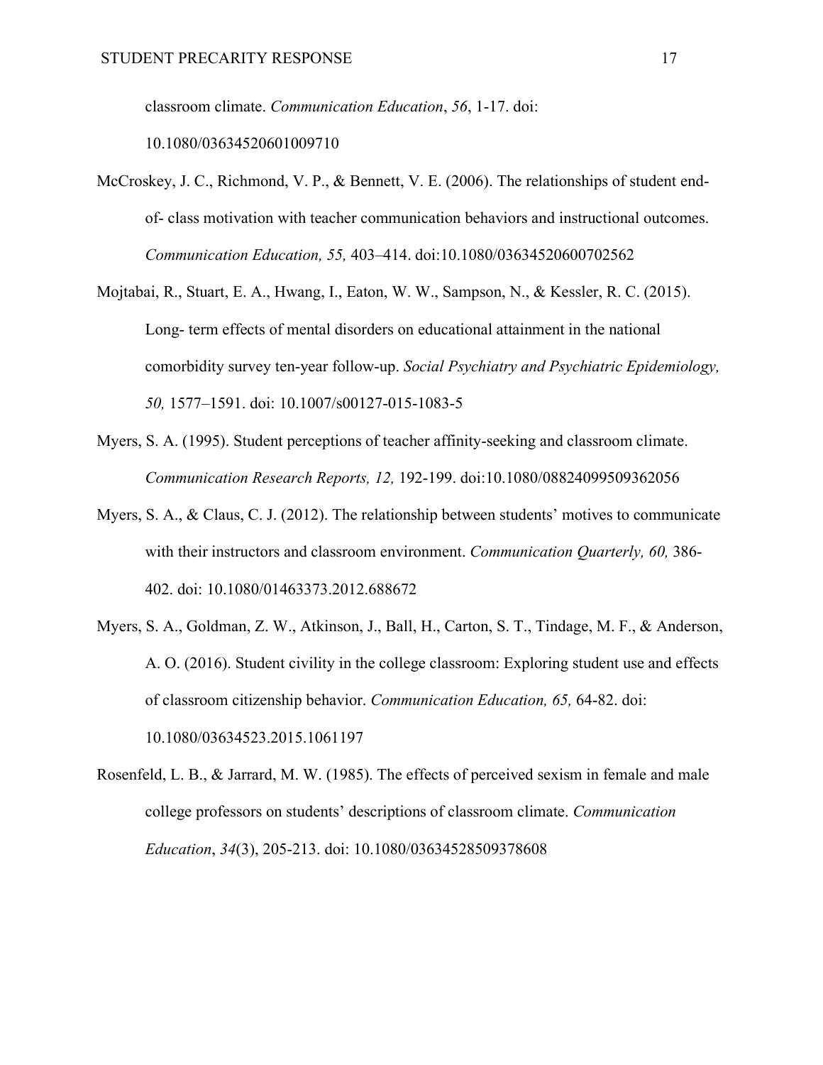classroom climate. *Communication Education*, *56*, 1-17. doi: 10.1080/03634520601009710

McCroskey, J. C., Richmond, V. P., & Bennett, V. E. (2006). The relationships of student end-of- class motivation with teacher communication behaviors and instructional outcomes. *Communication Education, 55,* 403–414. doi:10.1080/03634520600702562

Mojtabai, R., Stuart, E. A., Hwang, I., Eaton, W. W., Sampson, N., & Kessler, R. C. (2015). Long- term effects of mental disorders on educational attainment in the national comorbidity survey ten-year follow-up. *Social Psychiatry and Psychiatric Epidemiology, 50,* 1577–1591. doi: 10.1007/s00127-015-1083-5

Myers, S. A. (1995). Student perceptions of teacher affinity-seeking and classroom climate. *Communication Research Reports, 12,* 192-199. doi:10.1080/08824099509362056

Myers, S. A., & Claus, C. J. (2012). The relationship between students' motives to communicate with their instructors and classroom environment. *Communication Quarterly, 60,* 386-402. doi: 10.1080/01463373.2012.688672

Myers, S. A., Goldman, Z. W., Atkinson, J., Ball, H., Carton, S. T., Tindage, M. F., & Anderson, A. O. (2016). Student civility in the college classroom: Exploring student use and effects of classroom citizenship behavior. *Communication Education, 65,* 64-82. doi: 10.1080/03634523.2015.1061197

Rosenfeld, L. B., & Jarrard, M. W. (1985). The effects of perceived sexism in female and male college professors on students' descriptions of classroom climate. *Communication Education*, *34*(3), 205-213. doi: 10.1080/03634528509378608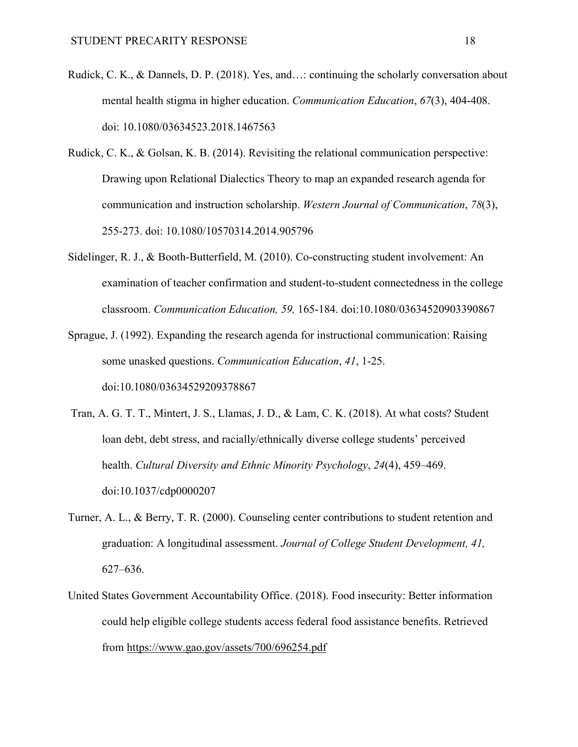Rudick, C. K., & Dannels, D. P. (2018). Yes, and…: continuing the scholarly conversation about mental health stigma in higher education. *Communication Education*, *67*(3), 404-408. doi: 10.1080/03634523.2018.1467563

Rudick, C. K., & Golsan, K. B. (2014). Revisiting the relational communication perspective: Drawing upon Relational Dialectics Theory to map an expanded research agenda for communication and instruction scholarship. *Western Journal of Communication*, *78*(3), 255-273. doi: 10.1080/10570314.2014.905796

Sidelinger, R. J., & Booth-Butterfield, M. (2010). Co-constructing student involvement: An examination of teacher confirmation and student-to-student connectedness in the college classroom. *Communication Education, 59,* 165-184. doi:10.1080/03634520903390867

Sprague, J. (1992). Expanding the research agenda for instructional communication: Raising some unasked questions. *Communication Education*, *41*, 1-25. doi:10.1080/03634529209378867

Tran, A. G. T. T., Mintert, J. S., Llamas, J. D., & Lam, C. K. (2018). At what costs? Student loan debt, debt stress, and racially/ethnically diverse college students' perceived health. *Cultural Diversity and Ethnic Minority Psychology*, *24*(4), 459–469. doi:10.1037/cdp0000207

Turner, A. L., & Berry, T. R. (2000). Counseling center contributions to student retention and graduation: A longitudinal assessment. *Journal of College Student Development, 41,* 627–636.

United States Government Accountability Office. (2018). Food insecurity: Better information could help eligible college students access federal food assistance benefits. Retrieved from https://www.gao.gov/assets/700/696254.pdf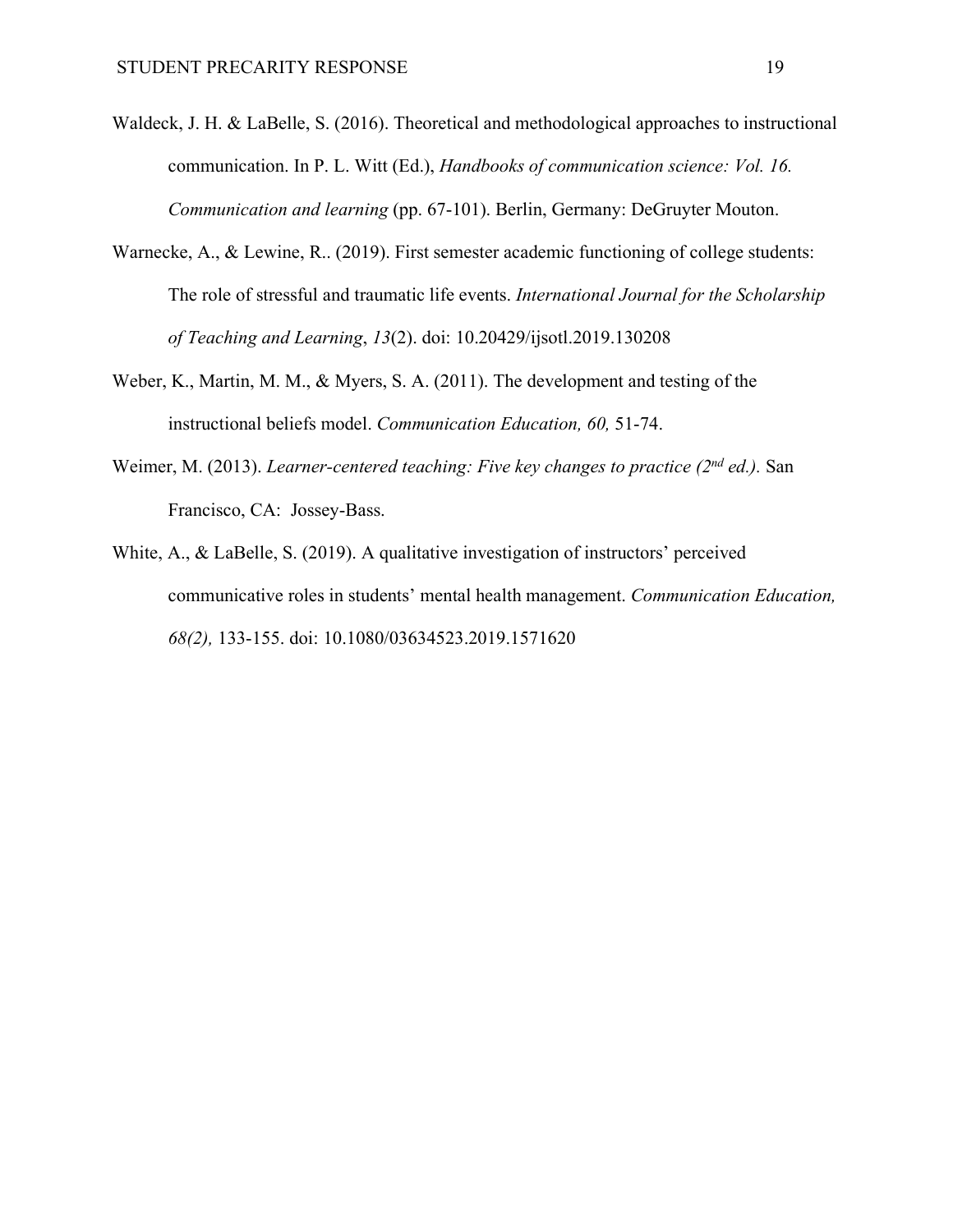Waldeck, J. H. & LaBelle, S. (2016). Theoretical and methodological approaches to instructional communication. In P. L. Witt (Ed.), *Handbooks of communication science: Vol. 16. Communication and learning* (pp. 67-101). Berlin, Germany: DeGruyter Mouton.

Warnecke, A., & Lewine, R.. (2019). First semester academic functioning of college students: The role of stressful and traumatic life events. *International Journal for the Scholarship of Teaching and Learning*, *13*(2). doi: 10.20429/ijsotl.2019.130208

Weber, K., Martin, M. M., & Myers, S. A. (2011). The development and testing of the instructional beliefs model. *Communication Education, 60,* 51-74.

Weimer, M. (2013). *Learner-centered teaching: Five key changes to practice (2nd ed.).* San Francisco, CA: Jossey-Bass.

White, A., & LaBelle, S. (2019). A qualitative investigation of instructors' perceived communicative roles in students' mental health management. *Communication Education, 68(2),* 133-155. doi: 10.1080/03634523.2019.1571620